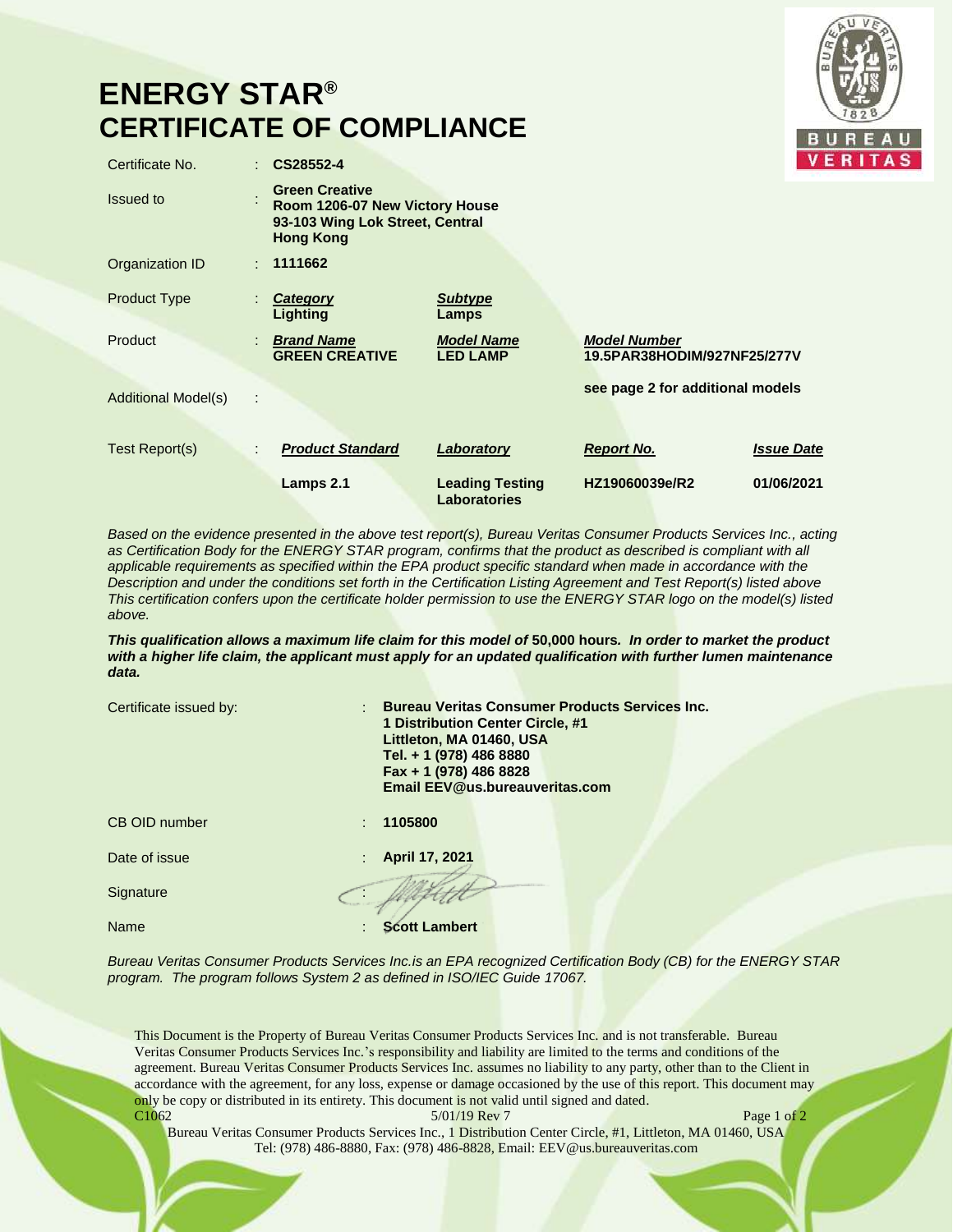# ENERGY STAR®
# CERTIFICATE OF COMPLIANCE

| | | | | |
|---|---|---|---|---|
| Certificate No. | : **CS28552-4** | | | |
| Issued to | : **Green Creative**<br>**Room 1206-07 New Victory House**<br>**93-103 Wing Lok Street, Central**<br>**Hong Kong** | | | |
| Organization ID | : **1111662** | | | |
| Product Type | : ***Category***<br>**Lighting** | ***Subtype***<br>**Lamps** | | |
| Product | : ***Brand Name***<br>**GREEN CREATIVE** | ***Model Name***<br>**LED LAMP** | ***Model Number***<br>**19.5PAR38HODIM/927NF25/277V** | |
| Additional Model(s) | : | | **see page 2 for additional models** | |
| Test Report(s) | : ***Product Standard*** | ***Laboratory*** | ***Report No.*** | ***Issue Date*** |
| | **Lamps 2.1** | **Leading Testing Laboratories** | **HZ19060039e/R2** | **01/06/2021** |

*Based on the evidence presented in the above test report(s), Bureau Veritas Consumer Products Services Inc., acting as Certification Body for the ENERGY STAR program, confirms that the product as described is compliant with all applicable requirements as specified within the EPA product specific standard when made in accordance with the Description and under the conditions set forth in the Certification Listing Agreement and Test Report(s) listed above This certification confers upon the certificate holder permission to use the ENERGY STAR logo on the model(s) listed above.*

***This qualification allows a maximum life claim for this model of* 50,000 hours*. In order to market the product with a higher life claim, the applicant must apply for an updated qualification with further lumen maintenance data.***

| | |
|---|---|
| Certificate issued by: | : **Bureau Veritas Consumer Products Services Inc.**<br>**1 Distribution Center Circle, #1**<br>**Littleton, MA 01460, USA**<br>**Tel. + 1 (978) 486 8880**<br>**Fax + 1 (978) 486 8828**<br>**Email EEV@us.bureauveritas.com** |
| CB OID number | : **1105800** |
| Date of issue | : **April 17, 2021** |
| Signature | : |
| Name | : **Scott Lambert** |

*Bureau Veritas Consumer Products Services Inc.is an EPA recognized Certification Body (CB) for the ENERGY STAR program. The program follows System 2 as defined in ISO/IEC Guide 17067.*

This Document is the Property of Bureau Veritas Consumer Products Services Inc. and is not transferable. Bureau Veritas Consumer Products Services Inc.'s responsibility and liability are limited to the terms and conditions of the agreement. Bureau Veritas Consumer Products Services Inc. assumes no liability to any party, other than to the Client in accordance with the agreement, for any loss, expense or damage occasioned by the use of this report. This document may only be copy or distributed in its entirety. This document is not valid until signed and dated.

C1062 5/01/19 Rev 7

Bureau Veritas Consumer Products Services Inc., 1 Distribution Center Circle, #1, Littleton, MA 01460, USA
Tel: (978) 486-8880, Fax: (978) 486-8828, Email: EEV@us.bureauveritas.com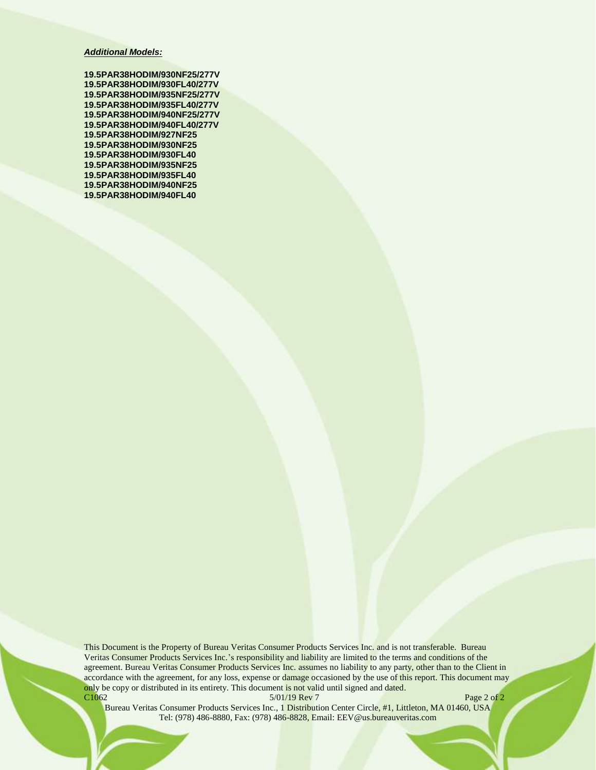***Additional Models:***

**19.5PAR38HODIM/930NF25/277V**
**19.5PAR38HODIM/930FL40/277V**
**19.5PAR38HODIM/935NF25/277V**
**19.5PAR38HODIM/935FL40/277V**
**19.5PAR38HODIM/940NF25/277V**
**19.5PAR38HODIM/940FL40/277V**
**19.5PAR38HODIM/927NF25**
**19.5PAR38HODIM/930NF25**
**19.5PAR38HODIM/930FL40**
**19.5PAR38HODIM/935NF25**
**19.5PAR38HODIM/935FL40**
**19.5PAR38HODIM/940NF25**
**19.5PAR38HODIM/940FL40**

This Document is the Property of Bureau Veritas Consumer Products Services Inc. and is not transferable. Bureau Veritas Consumer Products Services Inc.'s responsibility and liability are limited to the terms and conditions of the agreement. Bureau Veritas Consumer Products Services Inc. assumes no liability to any party, other than to the Client in accordance with the agreement, for any loss, expense or damage occasioned by the use of this report. This document may only be copy or distributed in its entirety. This document is not valid until signed and dated.

C1062 5/01/19 Rev 7

Bureau Veritas Consumer Products Services Inc., 1 Distribution Center Circle, #1, Littleton, MA 01460, USA
Tel: (978) 486-8880, Fax: (978) 486-8828, Email: EEV@us.bureauveritas.com